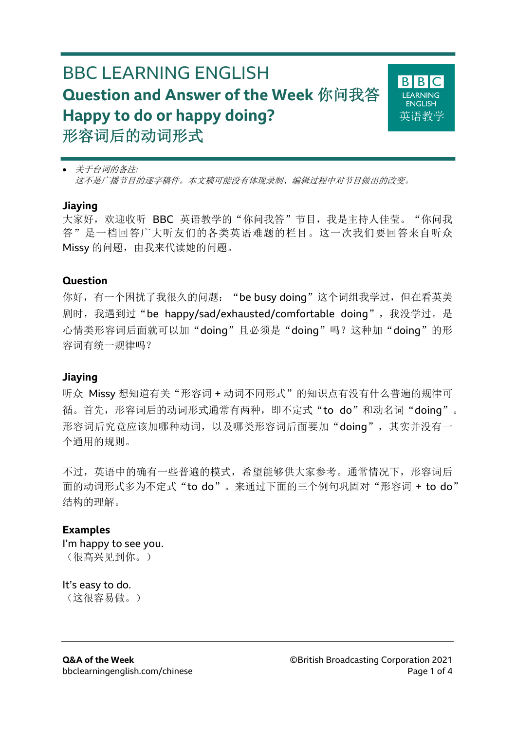# BBC LEARNING ENGLISH

## Question and Answer of the Week 你问我答

## Happy to do or happy doing?

## 形容词后的动词形式

- *关于台词的备注:*
  *这不是广播节目的逐字稿件。本文稿可能没有体现录制、编辑过程中对节目做出的改变。*

**Jiaying**
大家好，欢迎收听 BBC 英语教学的“你问我答”节目，我是主持人佳莹。“你问我答”是一档回答广大听友们的各类英语难题的栏目。这一次我们要回答来自听众 Missy 的问题，由我来代读她的问题。

**Question**
你好，有一个困扰了我很久的问题：“be busy doing”这个词组我学过，但在看英美剧时，我遇到过“be happy/sad/exhausted/comfortable doing”，我没学过。是心情类形容词后面就可以加“doing”且必须是“doing”吗？这种加“doing”的形容词有统一规律吗？

**Jiaying**
听众 Missy 想知道有关“形容词 + 动词不同形式”的知识点有没有什么普遍的规律可循。首先，形容词后的动词形式通常有两种，即不定式“to do”和动名词“doing”。形容词后究竟应该加哪种动词，以及哪类形容词后面要加“doing”，其实并没有一个通用的规则。

不过，英语中的确有一些普遍的模式，希望能够供大家参考。通常情况下，形容词后面的动词形式多为不定式“to do”。来通过下面的三个例句巩固对“形容词 + to do”结构的理解。

**Examples**
I'm happy to see you.
（很高兴见到你。）

It's easy to do.
（这很容易做。）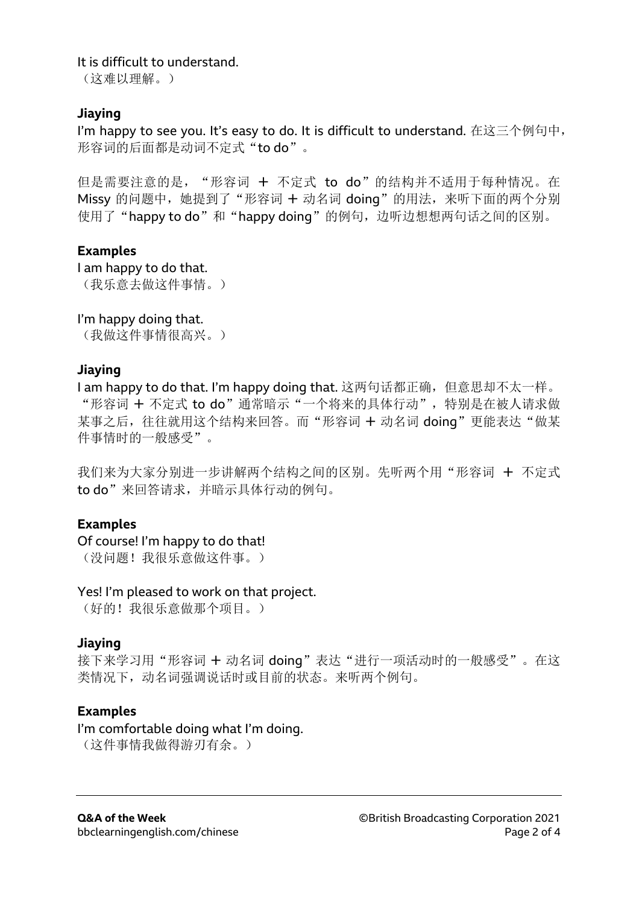It is difficult to understand.
（这难以理解。）

**Jiaying**

I'm happy to see you. It's easy to do. It is difficult to understand. 在这三个例句中，形容词的后面都是动词不定式"to do"。

但是需要注意的是，"形容词 ＋ 不定式 to do"的结构并不适用于每种情况。在 Missy 的问题中，她提到了"形容词 ＋ 动名词 doing"的用法，来听下面的两个分别使用了"happy to do"和"happy doing"的例句，边听边想想两句话之间的区别。

**Examples**

I am happy to do that.
（我乐意去做这件事情。）

I'm happy doing that.
（我做这件事情很高兴。）

**Jiaying**

I am happy to do that. I'm happy doing that. 这两句话都正确，但意思却不太一样。"形容词 ＋ 不定式 to do"通常暗示"一个将来的具体行动"，特别是在被人请求做某事之后，往往就用这个结构来回答。而"形容词 ＋ 动名词 doing"更能表达"做某件事情时的一般感受"。

我们来为大家分别进一步讲解两个结构之间的区别。先听两个用"形容词 ＋ 不定式 to do"来回答请求，并暗示具体行动的例句。

**Examples**

Of course! I'm happy to do that!
（没问题！我很乐意做这件事。）

Yes! I'm pleased to work on that project.
（好的！我很乐意做那个项目。）

**Jiaying**

接下来学习用"形容词 ＋ 动名词 doing"表达"进行一项活动时的一般感受"。在这类情况下，动名词强调说话时或目前的状态。来听两个例句。

**Examples**

I'm comfortable doing what I'm doing.
（这件事情我做得游刃有余。）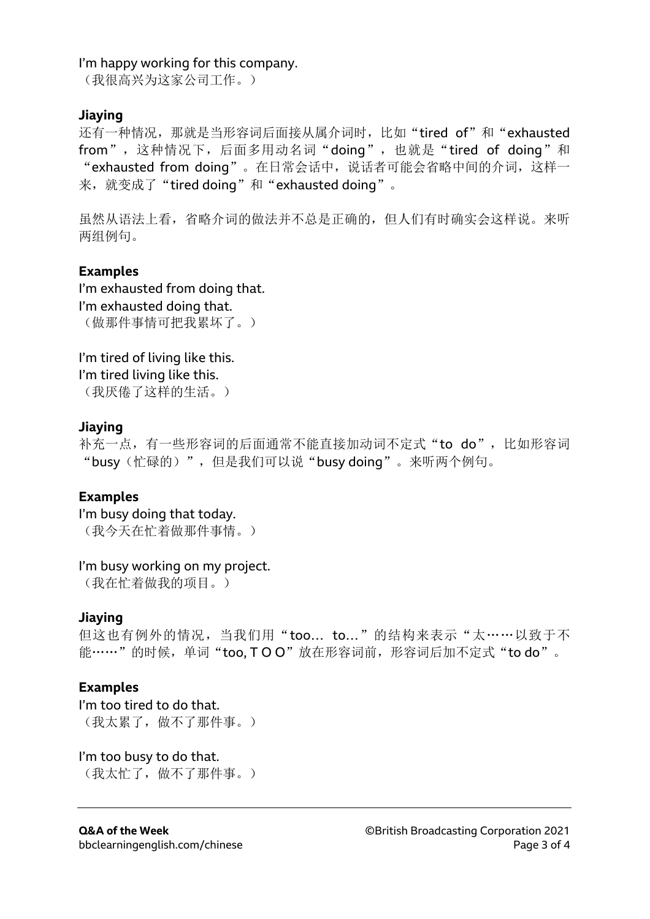I'm happy working for this company.
（我很高兴为这家公司工作。）

**Jiaying**

还有一种情况，那就是当形容词后面接从属介词时，比如"tired of"和"exhausted from"，这种情况下，后面多用动名词"doing"，也就是"tired of doing"和"exhausted from doing"。在日常会话中，说话者可能会省略中间的介词，这样一来，就变成了"tired doing"和"exhausted doing"。

虽然从语法上看，省略介词的做法并不总是正确的，但人们有时确实会这样说。来听两组例句。

**Examples**

I'm exhausted from doing that.
I'm exhausted doing that.
（做那件事情可把我累坏了。）

I'm tired of living like this.
I'm tired living like this.
（我厌倦了这样的生活。）

**Jiaying**

补充一点，有一些形容词的后面通常不能直接加动词不定式"to do"，比如形容词"busy（忙碌的）"，但是我们可以说"busy doing"。来听两个例句。

**Examples**

I'm busy doing that today.
（我今天在忙着做那件事情。）

I'm busy working on my project.
（我在忙着做我的项目。）

**Jiaying**

但这也有例外的情况，当我们用"too… to…"的结构来表示"太……以致于不能……"的时候，单词"too, T O O"放在形容词前，形容词后加不定式"to do"。

**Examples**

I'm too tired to do that.
（我太累了，做不了那件事。）

I'm too busy to do that.
（我太忙了，做不了那件事。）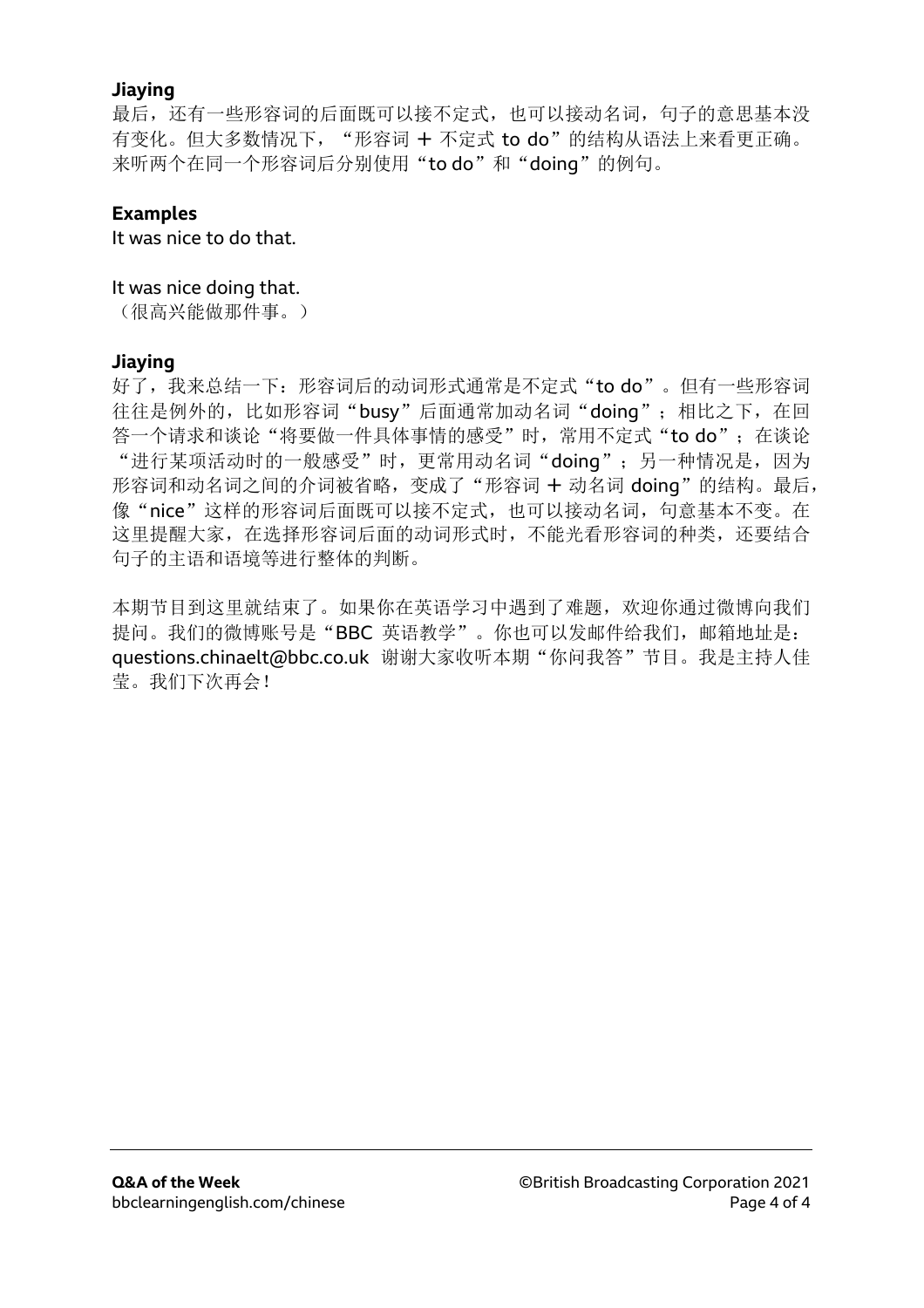**Jiaying**

最后，还有一些形容词的后面既可以接不定式，也可以接动名词，句子的意思基本没有变化。但大多数情况下，“形容词 + 不定式 to do”的结构从语法上来看更正确。来听两个在同一个形容词后分别使用“to do”和“doing”的例句。

**Examples**

It was nice to do that.

It was nice doing that.
（很高兴能做那件事。）

**Jiaying**

好了，我来总结一下：形容词后的动词形式通常是不定式“to do”。但有一些形容词往往是例外的，比如形容词“busy”后面通常加动名词“doing”；相比之下，在回答一个请求和谈论“将要做一件具体事情的感受”时，常用不定式“to do”；在谈论“进行某项活动时的一般感受”时，更常用动名词“doing”；另一种情况是，因为形容词和动名词之间的介词被省略，变成了“形容词 + 动名词 doing”的结构。最后，像“nice”这样的形容词后面既可以接不定式，也可以接动名词，句意基本不变。在这里提醒大家，在选择形容词后面的动词形式时，不能光看形容词的种类，还要结合句子的主语和语境等进行整体的判断。

本期节目到这里就结束了。如果你在英语学习中遇到了难题，欢迎你通过微博向我们提问。我们的微博账号是“BBC 英语教学”。你也可以发邮件给我们，邮箱地址是：questions.chinaelt@bbc.co.uk 谢谢大家收听本期“你问我答”节目。我是主持人佳莹。我们下次再会！